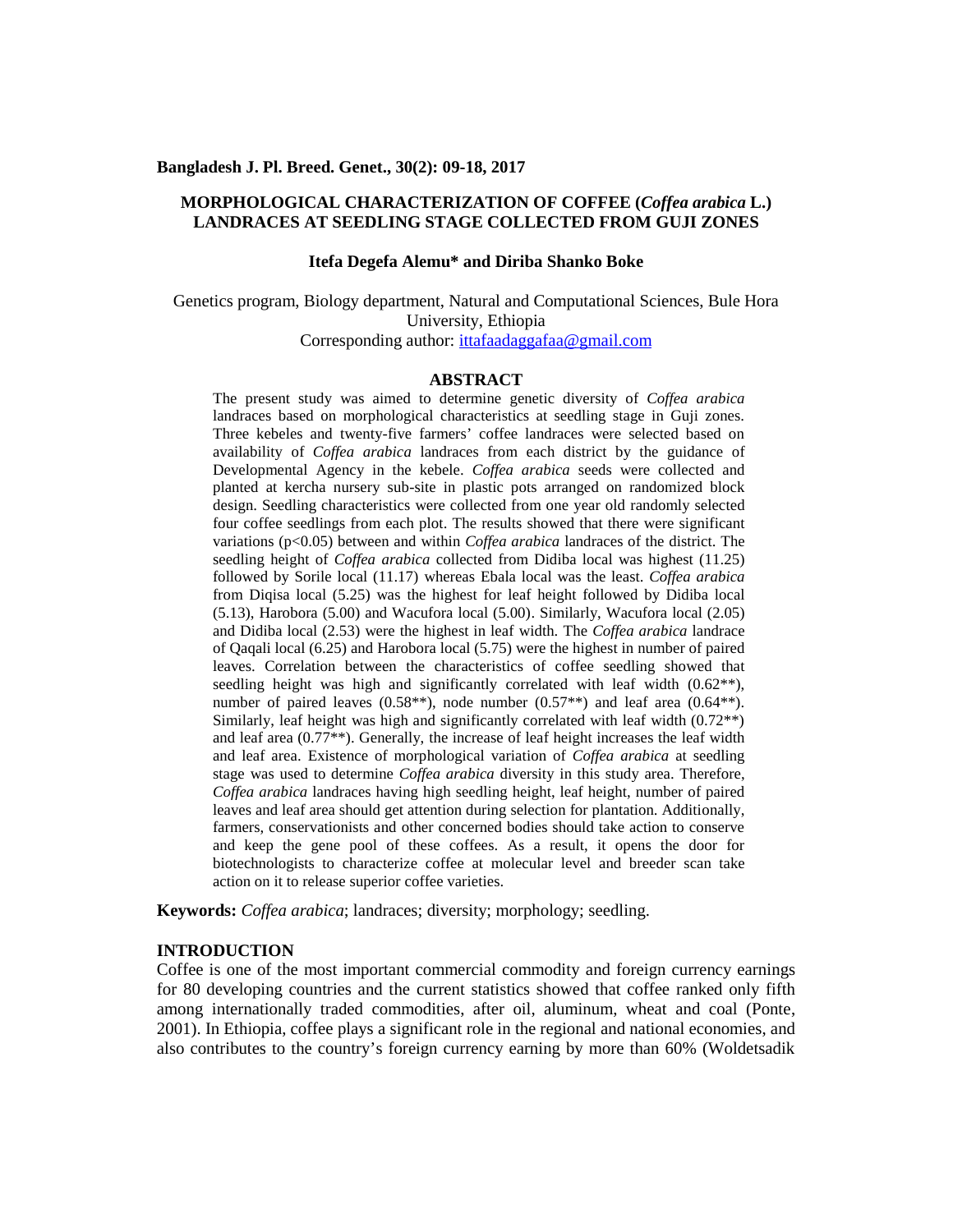# MORPHOLOGICAL CHARACTERIZATION OF COFFEE (*Coffea arabica* L.) LANDRACES AT SEEDLING STAGE COLLECTED FROM GUJI ZONES

**Itefa Degefa Alemu\* and Diriba Shanko Boke**

Genetics program, Biology department, Natural and Computational Sciences, Bule Hora University, Ethiopia

Corresponding author: ittafaadaggafaa@gmail.com

## ABSTRACT

The present study was aimed to determine genetic diversity of *Coffea arabica* landraces based on morphological characteristics at seedling stage in Guji zones. Three kebeles and twenty-five farmers' coffee landraces were selected based on availability of *Coffea arabica* landraces from each district by the guidance of Developmental Agency in the kebele. *Coffea arabica* seeds were collected and planted at kercha nursery sub-site in plastic pots arranged on randomized block design. Seedling characteristics were collected from one year old randomly selected four coffee seedlings from each plot. The results showed that there were significant variations ($p<0.05$) between and within *Coffea arabica* landraces of the district. The seedling height of *Coffea arabica* collected from Didiba local was highest (11.25) followed by Sorile local (11.17) whereas Ebala local was the least. *Coffea arabica* from Diqisa local (5.25) was the highest for leaf height followed by Didiba local (5.13), Harobora (5.00) and Wacufora local (5.00). Similarly, Wacufora local (2.05) and Didiba local (2.53) were the highest in leaf width. The *Coffea arabica* landrace of Qaqali local (6.25) and Harobora local (5.75) were the highest in number of paired leaves. Correlation between the characteristics of coffee seedling showed that seedling height was high and significantly correlated with leaf width (0.62\*\*), number of paired leaves (0.58\*\*), node number (0.57\*\*) and leaf area (0.64\*\*). Similarly, leaf height was high and significantly correlated with leaf width (0.72\*\*) and leaf area (0.77\*\*). Generally, the increase of leaf height increases the leaf width and leaf area. Existence of morphological variation of *Coffea arabica* at seedling stage was used to determine *Coffea arabica* diversity in this study area. Therefore, *Coffea arabica* landraces having high seedling height, leaf height, number of paired leaves and leaf area should get attention during selection for plantation. Additionally, farmers, conservationists and other concerned bodies should take action to conserve and keep the gene pool of these coffees. As a result, it opens the door for biotechnologists to characterize coffee at molecular level and breeder scan take action on it to release superior coffee varieties.

**Keywords:** *Coffea arabica*; landraces; diversity; morphology; seedling.

## INTRODUCTION

Coffee is one of the most important commercial commodity and foreign currency earnings for 80 developing countries and the current statistics showed that coffee ranked only fifth among internationally traded commodities, after oil, aluminum, wheat and coal (Ponte, 2001). In Ethiopia, coffee plays a significant role in the regional and national economies, and also contributes to the country's foreign currency earning by more than 60% (Woldetsadik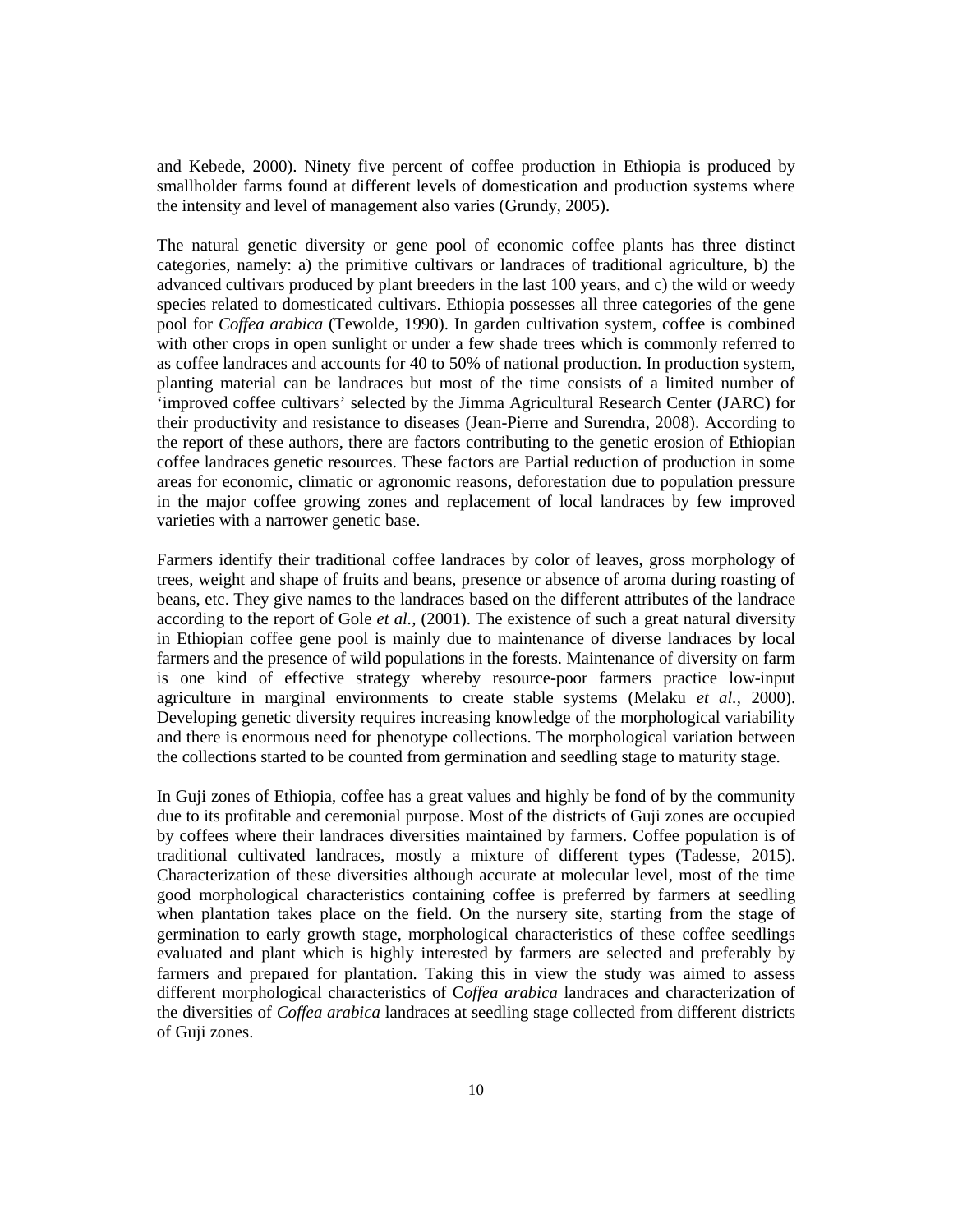and Kebede, 2000). Ninety five percent of coffee production in Ethiopia is produced by smallholder farms found at different levels of domestication and production systems where the intensity and level of management also varies (Grundy, 2005).

The natural genetic diversity or gene pool of economic coffee plants has three distinct categories, namely: a) the primitive cultivars or landraces of traditional agriculture, b) the advanced cultivars produced by plant breeders in the last 100 years, and c) the wild or weedy species related to domesticated cultivars. Ethiopia possesses all three categories of the gene pool for *Coffea arabica* (Tewolde, 1990). In garden cultivation system, coffee is combined with other crops in open sunlight or under a few shade trees which is commonly referred to as coffee landraces and accounts for 40 to 50% of national production. In production system, planting material can be landraces but most of the time consists of a limited number of 'improved coffee cultivars' selected by the Jimma Agricultural Research Center (JARC) for their productivity and resistance to diseases (Jean-Pierre and Surendra, 2008). According to the report of these authors, there are factors contributing to the genetic erosion of Ethiopian coffee landraces genetic resources. These factors are Partial reduction of production in some areas for economic, climatic or agronomic reasons, deforestation due to population pressure in the major coffee growing zones and replacement of local landraces by few improved varieties with a narrower genetic base.

Farmers identify their traditional coffee landraces by color of leaves, gross morphology of trees, weight and shape of fruits and beans, presence or absence of aroma during roasting of beans, etc. They give names to the landraces based on the different attributes of the landrace according to the report of Gole *et al.,* (2001). The existence of such a great natural diversity in Ethiopian coffee gene pool is mainly due to maintenance of diverse landraces by local farmers and the presence of wild populations in the forests. Maintenance of diversity on farm is one kind of effective strategy whereby resource-poor farmers practice low-input agriculture in marginal environments to create stable systems (Melaku *et al.,* 2000). Developing genetic diversity requires increasing knowledge of the morphological variability and there is enormous need for phenotype collections. The morphological variation between the collections started to be counted from germination and seedling stage to maturity stage.

In Guji zones of Ethiopia, coffee has a great values and highly be fond of by the community due to its profitable and ceremonial purpose. Most of the districts of Guji zones are occupied by coffees where their landraces diversities maintained by farmers. Coffee population is of traditional cultivated landraces, mostly a mixture of different types (Tadesse, 2015). Characterization of these diversities although accurate at molecular level, most of the time good morphological characteristics containing coffee is preferred by farmers at seedling when plantation takes place on the field. On the nursery site, starting from the stage of germination to early growth stage, morphological characteristics of these coffee seedlings evaluated and plant which is highly interested by farmers are selected and preferably by farmers and prepared for plantation. Taking this in view the study was aimed to assess different morphological characteristics of C*offea arabica* landraces and characterization of the diversities of *Coffea arabica* landraces at seedling stage collected from different districts of Guji zones.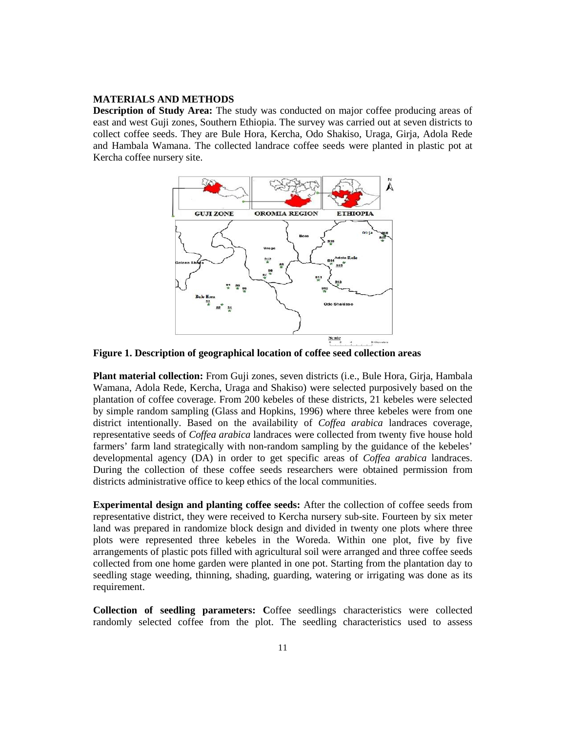## MATERIALS AND METHODS

**Description of Study Area:** The study was conducted on major coffee producing areas of east and west Guji zones, Southern Ethiopia. The survey was carried out at seven districts to collect coffee seeds. They are Bule Hora, Kercha, Odo Shakiso, Uraga, Girja, Adola Rede and Hambala Wamana. The collected landrace coffee seeds were planted in plastic pot at Kercha coffee nursery site.

**Figure 1. Description of geographical location of coffee seed collection areas**

**Plant material collection:** From Guji zones, seven districts (i.e., Bule Hora, Girja, Hambala Wamana, Adola Rede, Kercha, Uraga and Shakiso) were selected purposively based on the plantation of coffee coverage. From 200 kebeles of these districts, 21 kebeles were selected by simple random sampling (Glass and Hopkins, 1996) where three kebeles were from one district intentionally. Based on the availability of *Coffea arabica* landraces coverage, representative seeds of *Coffea arabica* landraces were collected from twenty five house hold farmers' farm land strategically with non-random sampling by the guidance of the kebeles' developmental agency (DA) in order to get specific areas of *Coffea arabica* landraces. During the collection of these coffee seeds researchers were obtained permission from districts administrative office to keep ethics of the local communities.

**Experimental design and planting coffee seeds:** After the collection of coffee seeds from representative district, they were received to Kercha nursery sub-site. Fourteen by six meter land was prepared in randomize block design and divided in twenty one plots where three plots were represented three kebeles in the Woreda. Within one plot, five by five arrangements of plastic pots filled with agricultural soil were arranged and three coffee seeds collected from one home garden were planted in one pot. Starting from the plantation day to seedling stage weeding, thinning, shading, guarding, watering or irrigating was done as its requirement.

**Collection of seedling parameters: C**offee seedlings characteristics were collected randomly selected coffee from the plot. The seedling characteristics used to assess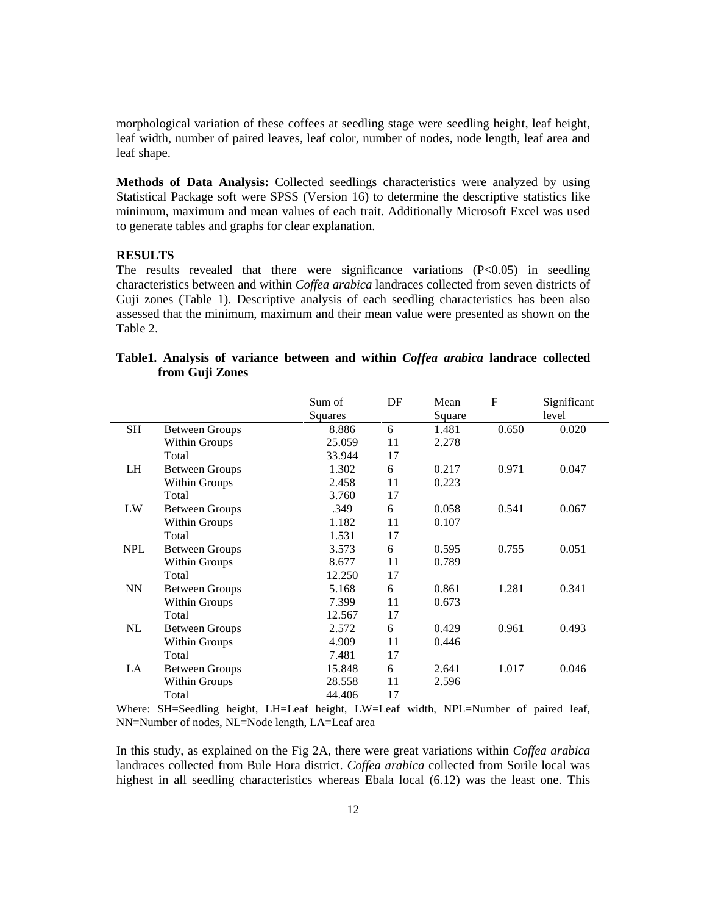morphological variation of these coffees at seedling stage were seedling height, leaf height, leaf width, number of paired leaves, leaf color, number of nodes, node length, leaf area and leaf shape.

**Methods of Data Analysis:** Collected seedlings characteristics were analyzed by using Statistical Package soft were SPSS (Version 16) to determine the descriptive statistics like minimum, maximum and mean values of each trait. Additionally Microsoft Excel was used to generate tables and graphs for clear explanation.

## RESULTS

The results revealed that there were significance variations ($P<0.05$) in seedling characteristics between and within *Coffea arabica* landraces collected from seven districts of Guji zones (Table 1). Descriptive analysis of each seedling characteristics has been also assessed that the minimum, maximum and their mean value were presented as shown on the Table 2.

**Table1. Analysis of variance between and within *Coffea arabica* landrace collected from Guji Zones**

| | | Sum of Squares | DF | Mean Square | F | Significant level |
|---|---|---|---|---|---|---|
| SH | Between Groups | 8.886 | 6 | 1.481 | 0.650 | 0.020 |
| | Within Groups | 25.059 | 11 | 2.278 | | |
| | Total | 33.944 | 17 | | | |
| LH | Between Groups | 1.302 | 6 | 0.217 | 0.971 | 0.047 |
| | Within Groups | 2.458 | 11 | 0.223 | | |
| | Total | 3.760 | 17 | | | |
| LW | Between Groups | .349 | 6 | 0.058 | 0.541 | 0.067 |
| | Within Groups | 1.182 | 11 | 0.107 | | |
| | Total | 1.531 | 17 | | | |
| NPL | Between Groups | 3.573 | 6 | 0.595 | 0.755 | 0.051 |
| | Within Groups | 8.677 | 11 | 0.789 | | |
| | Total | 12.250 | 17 | | | |
| NN | Between Groups | 5.168 | 6 | 0.861 | 1.281 | 0.341 |
| | Within Groups | 7.399 | 11 | 0.673 | | |
| | Total | 12.567 | 17 | | | |
| NL | Between Groups | 2.572 | 6 | 0.429 | 0.961 | 0.493 |
| | Within Groups | 4.909 | 11 | 0.446 | | |
| | Total | 7.481 | 17 | | | |
| LA | Between Groups | 15.848 | 6 | 2.641 | 1.017 | 0.046 |
| | Within Groups | 28.558 | 11 | 2.596 | | |
| | Total | 44.406 | 17 | | | |

Where: SH=Seedling height, LH=Leaf height, LW=Leaf width, NPL=Number of paired leaf, NN=Number of nodes, NL=Node length, LA=Leaf area

In this study, as explained on the Fig 2A, there were great variations within *Coffea arabica* landraces collected from Bule Hora district. *Coffea arabica* collected from Sorile local was highest in all seedling characteristics whereas Ebala local (6.12) was the least one. This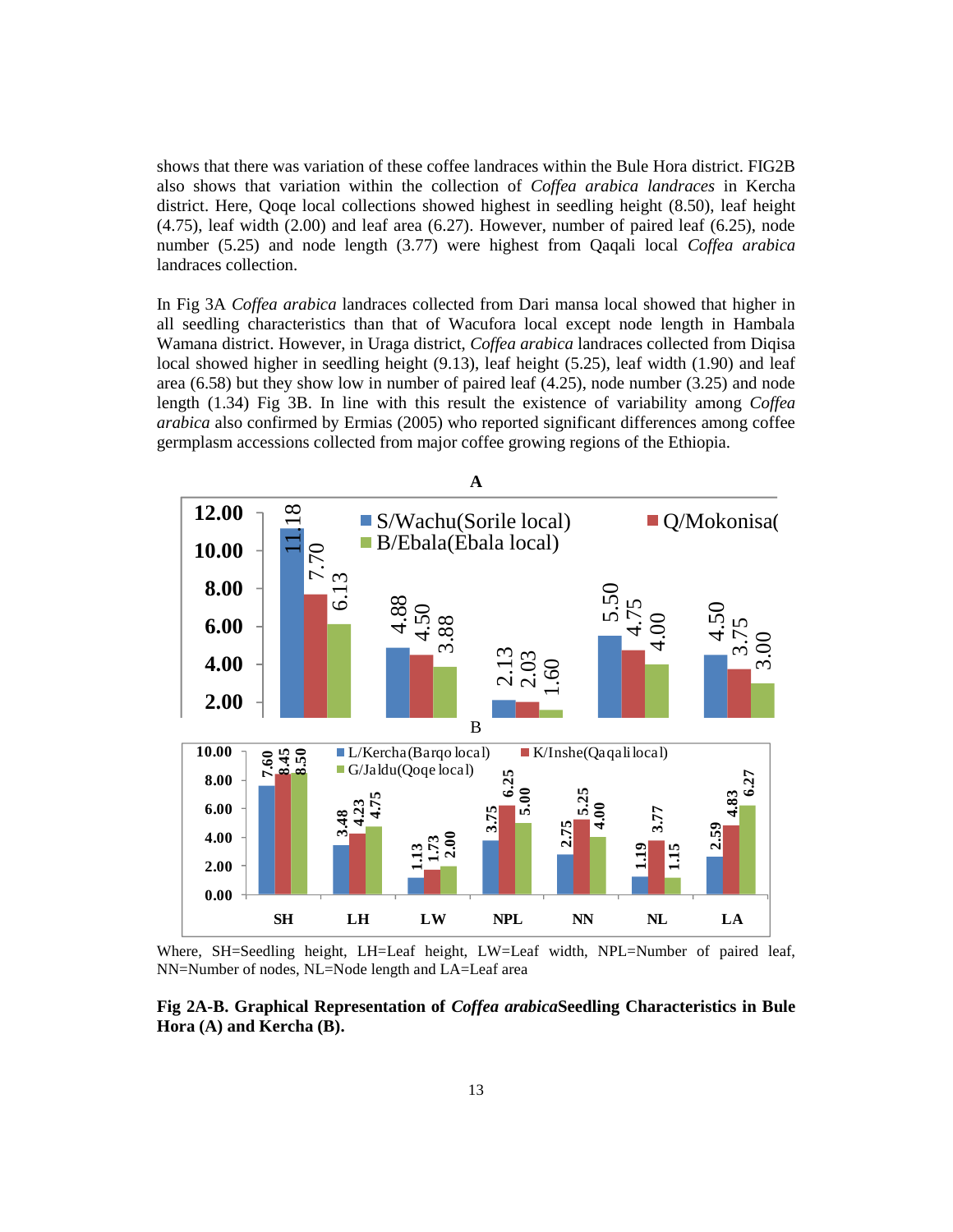shows that there was variation of these coffee landraces within the Bule Hora district. FIG2B also shows that variation within the collection of *Coffea arabica landraces* in Kercha district. Here, Qoqe local collections showed highest in seedling height (8.50), leaf height (4.75), leaf width (2.00) and leaf area (6.27). However, number of paired leaf (6.25), node number (5.25) and node length (3.77) were highest from Qaqali local *Coffea arabica* landraces collection.

In Fig 3A *Coffea arabica* landraces collected from Dari mansa local showed that higher in all seedling characteristics than that of Wacufora local except node length in Hambala Wamana district. However, in Uraga district, *Coffea arabica* landraces collected from Diqisa local showed higher in seedling height (9.13), leaf height (5.25), leaf width (1.90) and leaf area (6.58) but they show low in number of paired leaf (4.25), node number (3.25) and node length (1.34) Fig 3B. In line with this result the existence of variability among *Coffea arabica* also confirmed by Ermias (2005) who reported significant differences among coffee germplasm accessions collected from major coffee growing regions of the Ethiopia.

Where, SH=Seedling height, LH=Leaf height, LW=Leaf width, NPL=Number of paired leaf, NN=Number of nodes, NL=Node length and LA=Leaf area

**Fig 2A-B. Graphical Representation of *Coffea arabica* Seedling Characteristics in Bule Hora (A) and Kercha (B).**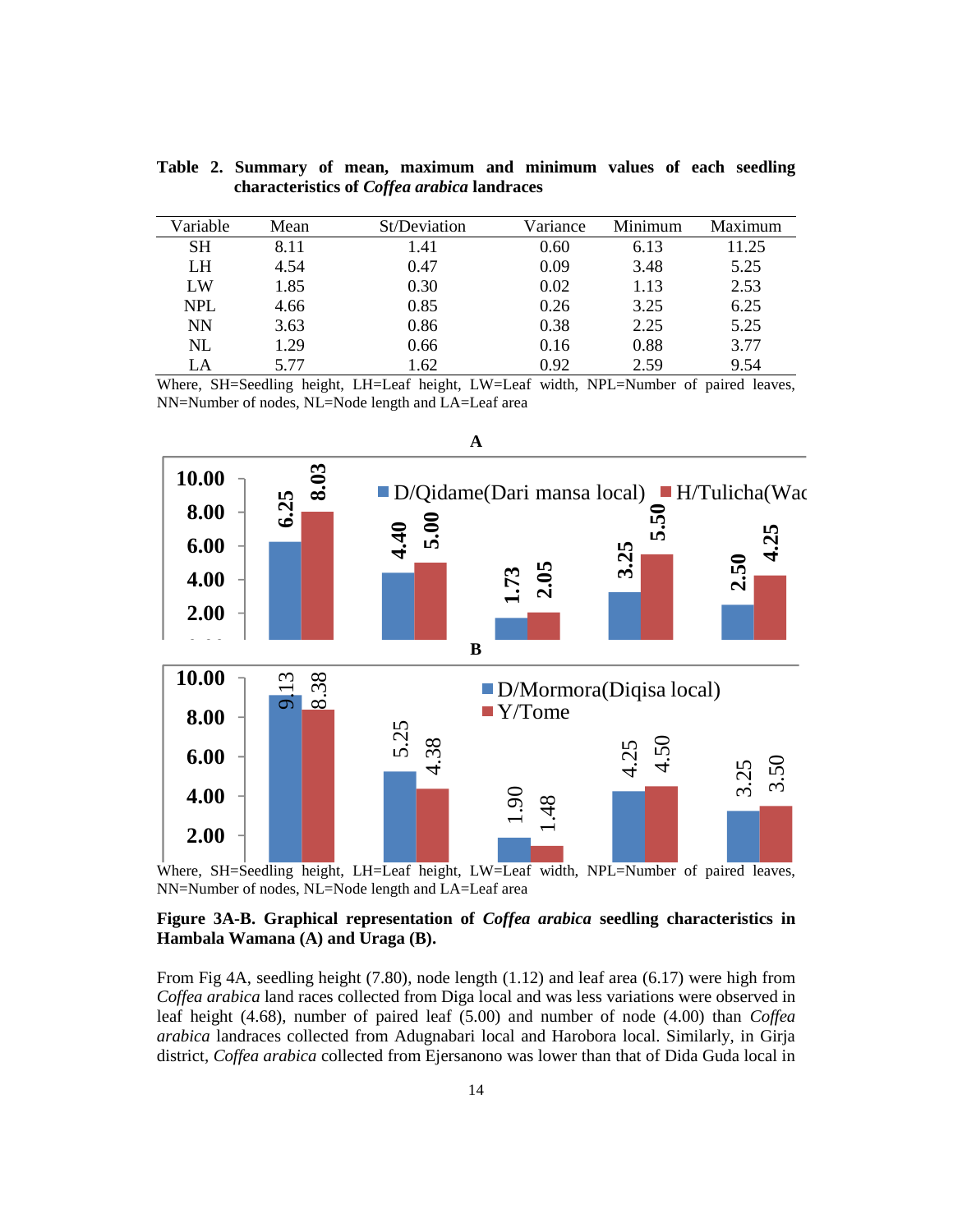**Table 2. Summary of mean, maximum and minimum values of each seedling characteristics of *Coffea arabica* landraces**

| Variable | Mean | St/Deviation | Variance | Minimum | Maximum |
|---|---|---|---|---|---|
| SH | 8.11 | 1.41 | 0.60 | 6.13 | 11.25 |
| LH | 4.54 | 0.47 | 0.09 | 3.48 | 5.25 |
| LW | 1.85 | 0.30 | 0.02 | 1.13 | 2.53 |
| NPL | 4.66 | 0.85 | 0.26 | 3.25 | 6.25 |
| NN | 3.63 | 0.86 | 0.38 | 2.25 | 5.25 |
| NL | 1.29 | 0.66 | 0.16 | 0.88 | 3.77 |
| LA | 5.77 | 1.62 | 0.92 | 2.59 | 9.54 |

Where, SH=Seedling height, LH=Leaf height, LW=Leaf width, NPL=Number of paired leaves, NN=Number of nodes, NL=Node length and LA=Leaf area

Where, SH=Seedling height, LH=Leaf height, LW=Leaf width, NPL=Number of paired leaves, NN=Number of nodes, NL=Node length and LA=Leaf area

**Figure 3A-B. Graphical representation of *Coffea arabica* seedling characteristics in Hambala Wamana (A) and Uraga (B).**

From Fig 4A, seedling height (7.80), node length (1.12) and leaf area (6.17) were high from *Coffea arabica* land races collected from Diga local and was less variations were observed in leaf height (4.68), number of paired leaf (5.00) and number of node (4.00) than *Coffea arabica* landraces collected from Adugnabari local and Harobora local. Similarly, in Girja district, *Coffea arabica* collected from Ejersanono was lower than that of Dida Guda local in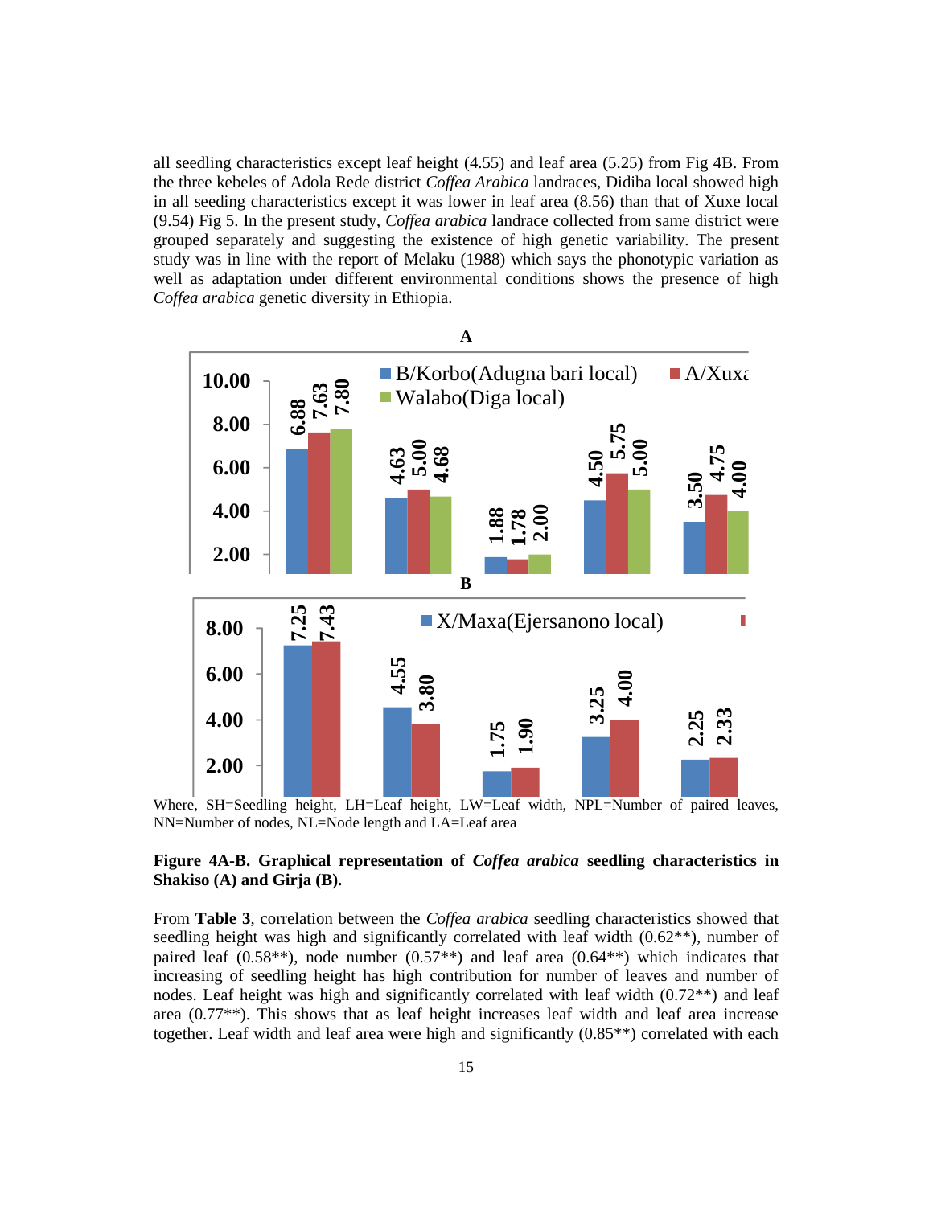all seedling characteristics except leaf height (4.55) and leaf area (5.25) from Fig 4B. From the three kebeles of Adola Rede district *Coffea Arabica* landraces, Didiba local showed high in all seeding characteristics except it was lower in leaf area (8.56) than that of Xuxe local (9.54) Fig 5. In the present study, *Coffea arabica* landrace collected from same district were grouped separately and suggesting the existence of high genetic variability. The present study was in line with the report of Melaku (1988) which says the phonotypic variation as well as adaptation under different environmental conditions shows the presence of high *Coffea arabica* genetic diversity in Ethiopia.

**A**

| | B/Korbo(Adugna bari local) | A/Xuxa | Walabo(Diga local) |
|---|---|---|---|
| | 6.88 | 7.63 | 7.80 |
| | 4.63 | 5.00 | 4.68 |
| | 1.88 | 1.78 | 2.00 |
| | 4.50 | 5.75 | 5.00 |
| | 3.50 | 4.75 | 4.00 |

**B**

| | X/Maxa(Ejersanono local) | |
|---|---|---|
| | 7.25 | 7.43 |
| | 4.55 | 3.80 |
| | 1.75 | 1.90 |
| | 3.25 | 4.00 |
| | 2.25 | 2.33 |

Where, SH=Seedling height, LH=Leaf height, LW=Leaf width, NPL=Number of paired leaves, NN=Number of nodes, NL=Node length and LA=Leaf area

**Figure 4A-B. Graphical representation of *Coffea arabica* seedling characteristics in Shakiso (A) and Girja (B).**

From **Table 3**, correlation between the *Coffea arabica* seedling characteristics showed that seedling height was high and significantly correlated with leaf width (0.62**), number of paired leaf (0.58**), node number (0.57**) and leaf area (0.64**) which indicates that increasing of seedling height has high contribution for number of leaves and number of nodes. Leaf height was high and significantly correlated with leaf width (0.72**) and leaf area (0.77**). This shows that as leaf height increases leaf width and leaf area increase together. Leaf width and leaf area were high and significantly (0.85**) correlated with each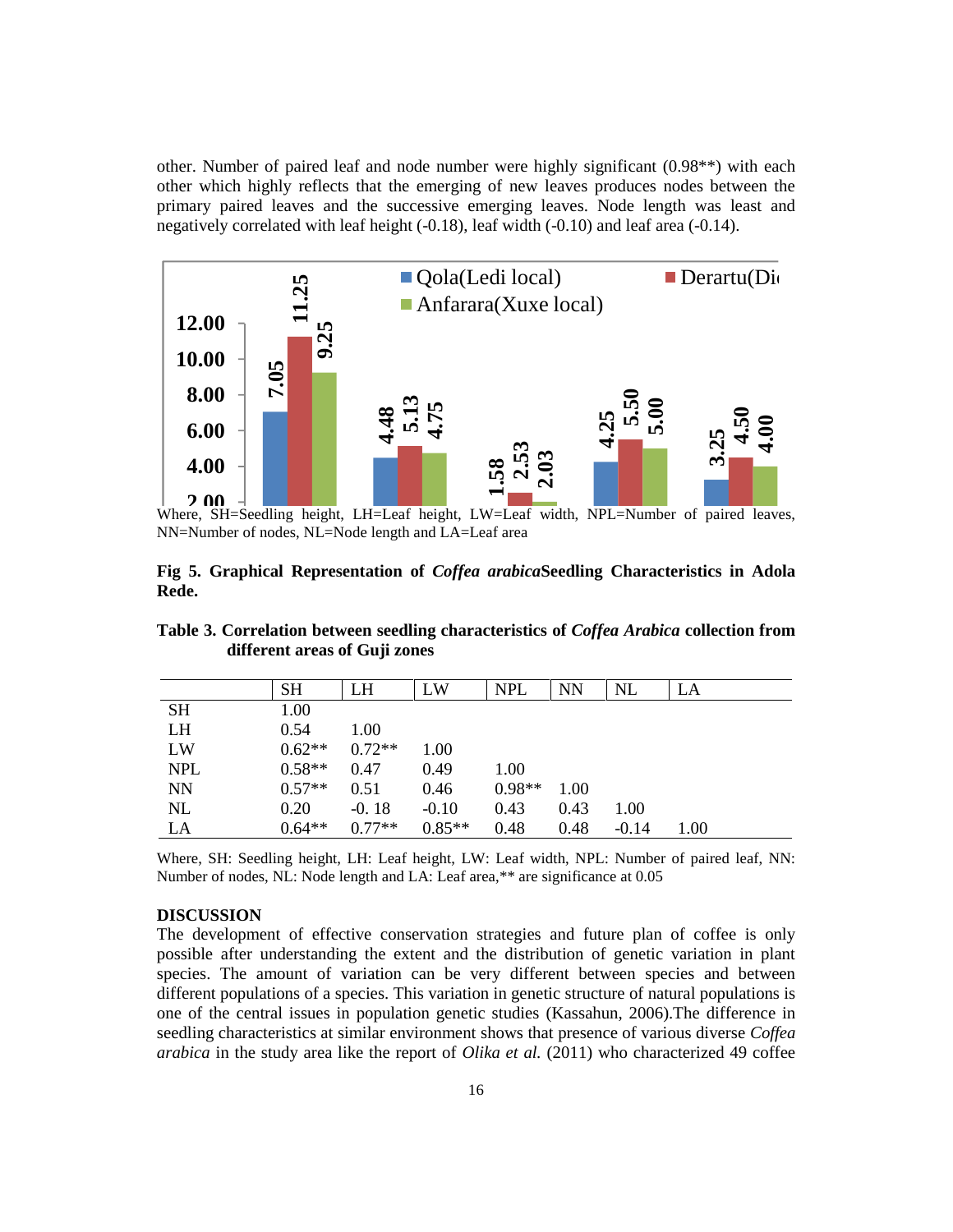other. Number of paired leaf and node number were highly significant (0.98**) with each other which highly reflects that the emerging of new leaves produces nodes between the primary paired leaves and the successive emerging leaves. Node length was least and negatively correlated with leaf height (-0.18), leaf width (-0.10) and leaf area (-0.14).

Where, SH=Seedling height, LH=Leaf height, LW=Leaf width, NPL=Number of paired leaves, NN=Number of nodes, NL=Node length and LA=Leaf area

**Fig 5. Graphical Representation of *Coffea arabica*Seedling Characteristics in Adola Rede.**

**Table 3. Correlation between seedling characteristics of *Coffea Arabica* collection from different areas of Guji zones**

| | SH | LH | LW | NPL | NN | NL | LA |
|---|---|---|---|---|---|---|---|
| SH | 1.00 | | | | | | |
| LH | 0.54 | 1.00 | | | | | |
| LW | 0.62** | 0.72** | 1.00 | | | | |
| NPL | 0.58** | 0.47 | 0.49 | 1.00 | | | |
| NN | 0.57** | 0.51 | 0.46 | 0.98** | 1.00 | | |
| NL | 0.20 | -0. 18 | -0.10 | 0.43 | 0.43 | 1.00 | |
| LA | 0.64** | 0.77** | 0.85** | 0.48 | 0.48 | -0.14 | 1.00 |

Where, SH: Seedling height, LH: Leaf height, LW: Leaf width, NPL: Number of paired leaf, NN: Number of nodes, NL: Node length and LA: Leaf area,** are significance at 0.05

## DISCUSSION

The development of effective conservation strategies and future plan of coffee is only possible after understanding the extent and the distribution of genetic variation in plant species. The amount of variation can be very different between species and between different populations of a species. This variation in genetic structure of natural populations is one of the central issues in population genetic studies (Kassahun, 2006).The difference in seedling characteristics at similar environment shows that presence of various diverse *Coffea arabica* in the study area like the report of *Olika et al.* (2011) who characterized 49 coffee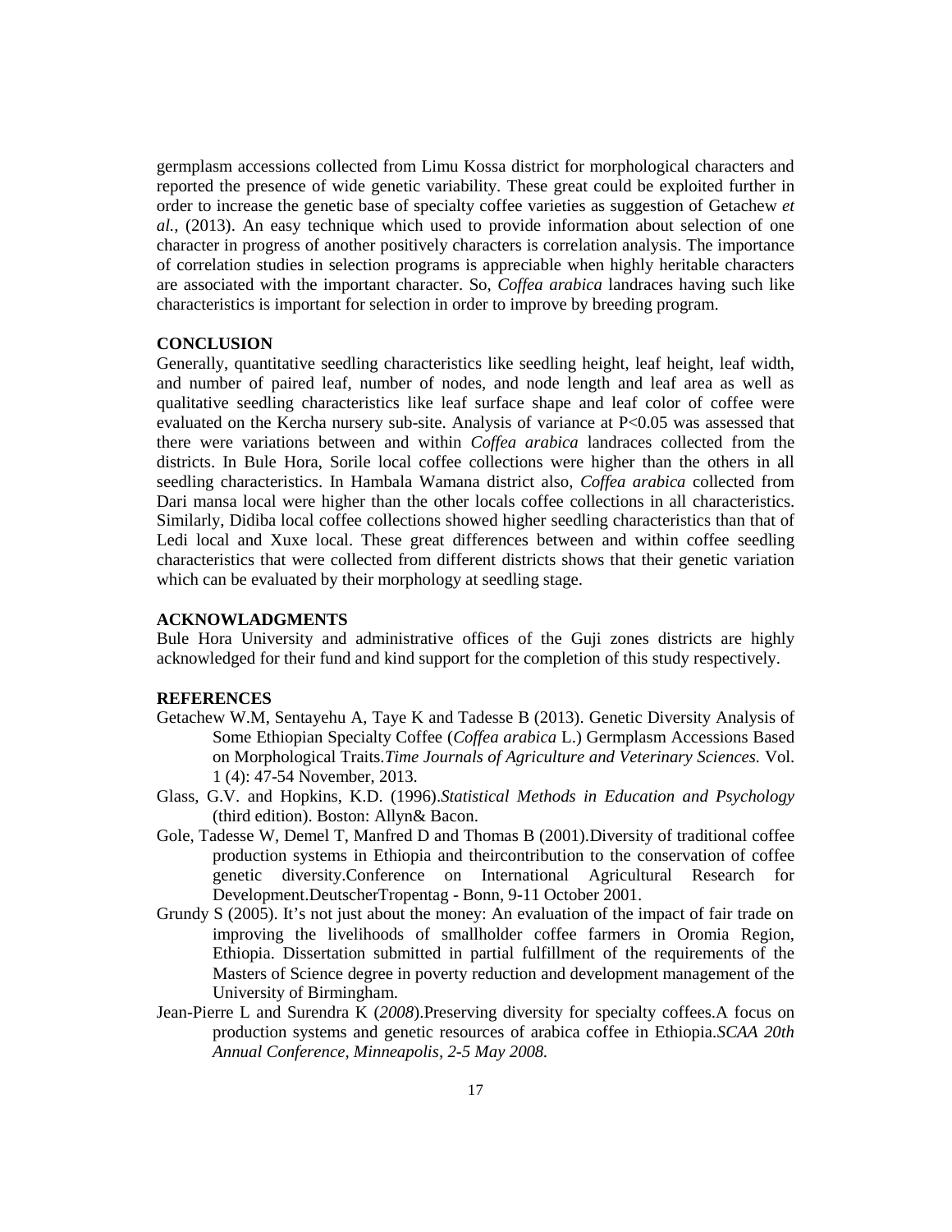germplasm accessions collected from Limu Kossa district for morphological characters and reported the presence of wide genetic variability. These great could be exploited further in order to increase the genetic base of specialty coffee varieties as suggestion of Getachew *et al.,* (2013). An easy technique which used to provide information about selection of one character in progress of another positively characters is correlation analysis. The importance of correlation studies in selection programs is appreciable when highly heritable characters are associated with the important character. So, *Coffea arabica* landraces having such like characteristics is important for selection in order to improve by breeding program.

## CONCLUSION

Generally, quantitative seedling characteristics like seedling height, leaf height, leaf width, and number of paired leaf, number of nodes, and node length and leaf area as well as qualitative seedling characteristics like leaf surface shape and leaf color of coffee were evaluated on the Kercha nursery sub-site. Analysis of variance at $P<0.05$ was assessed that there were variations between and within *Coffea arabica* landraces collected from the districts. In Bule Hora, Sorile local coffee collections were higher than the others in all seedling characteristics. In Hambala Wamana district also, *Coffea arabica* collected from Dari mansa local were higher than the other locals coffee collections in all characteristics. Similarly, Didiba local coffee collections showed higher seedling characteristics than that of Ledi local and Xuxe local. These great differences between and within coffee seedling characteristics that were collected from different districts shows that their genetic variation which can be evaluated by their morphology at seedling stage.

## ACKNOWLADGMENTS

Bule Hora University and administrative offices of the Guji zones districts are highly acknowledged for their fund and kind support for the completion of this study respectively.

## REFERENCES

Getachew W.M, Sentayehu A, Taye K and Tadesse B (2013). Genetic Diversity Analysis of Some Ethiopian Specialty Coffee (*Coffea arabica* L.) Germplasm Accessions Based on Morphological Traits.*Time Journals of Agriculture and Veterinary Sciences.* Vol. 1 (4): 47-54 November, 2013.

Glass, G.V. and Hopkins, K.D. (1996).*Statistical Methods in Education and Psychology* (third edition). Boston: Allyn& Bacon.

Gole, Tadesse W, Demel T, Manfred D and Thomas B (2001).Diversity of traditional coffee production systems in Ethiopia and theircontribution to the conservation of coffee genetic diversity.Conference on International Agricultural Research for Development.DeutscherTropentag - Bonn, 9-11 October 2001.

Grundy S (2005). It's not just about the money: An evaluation of the impact of fair trade on improving the livelihoods of smallholder coffee farmers in Oromia Region, Ethiopia. Dissertation submitted in partial fulfillment of the requirements of the Masters of Science degree in poverty reduction and development management of the University of Birmingham.

Jean-Pierre L and Surendra K (*2008*).Preserving diversity for specialty coffees.A focus on production systems and genetic resources of arabica coffee in Ethiopia.*SCAA 20th Annual Conference, Minneapolis, 2-5 May 2008.*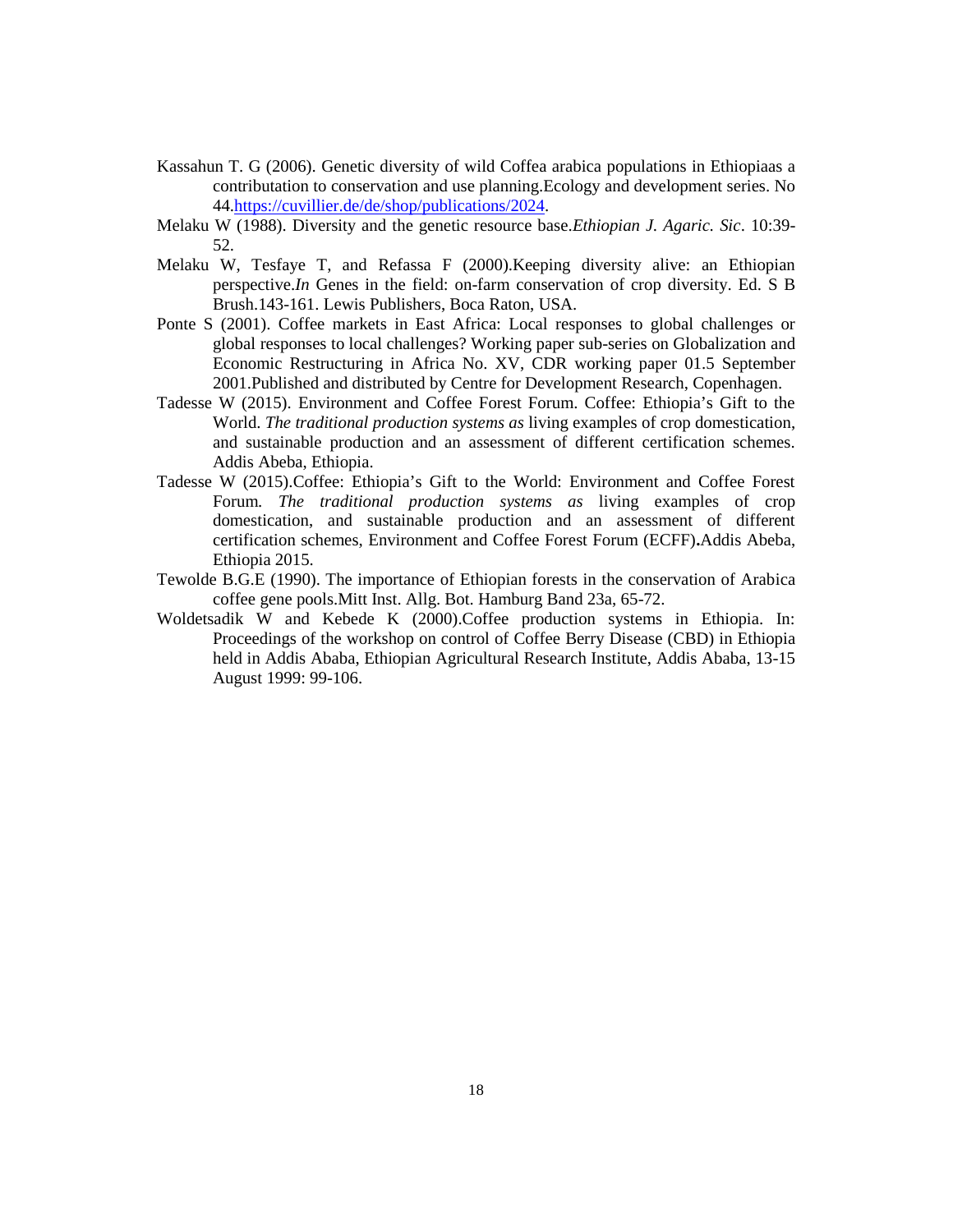Kassahun T. G (2006). Genetic diversity of wild Coffea arabica populations in Ethiopiaas a contributation to conservation and use planning.Ecology and development series. No 44.https://cuvillier.de/de/shop/publications/2024.

Melaku W (1988). Diversity and the genetic resource base.*Ethiopian J. Agaric. Sic*. 10:39-52.

Melaku W, Tesfaye T, and Refassa F (2000).Keeping diversity alive: an Ethiopian perspective.*In* Genes in the field: on-farm conservation of crop diversity. Ed. S B Brush.143-161. Lewis Publishers, Boca Raton, USA.

Ponte S (2001). Coffee markets in East Africa: Local responses to global challenges or global responses to local challenges? Working paper sub-series on Globalization and Economic Restructuring in Africa No. XV, CDR working paper 01.5 September 2001.Published and distributed by Centre for Development Research, Copenhagen.

Tadesse W (2015). Environment and Coffee Forest Forum. Coffee: Ethiopia's Gift to the World. *The traditional production systems as* living examples of crop domestication, and sustainable production and an assessment of different certification schemes. Addis Abeba, Ethiopia.

Tadesse W (2015).Coffee: Ethiopia's Gift to the World: Environment and Coffee Forest Forum. *The traditional production systems as* living examples of crop domestication, and sustainable production and an assessment of different certification schemes, Environment and Coffee Forest Forum (ECFF)**.**Addis Abeba, Ethiopia 2015.

Tewolde B.G.E (1990). The importance of Ethiopian forests in the conservation of Arabica coffee gene pools.Mitt Inst. Allg. Bot. Hamburg Band 23a, 65-72.

Woldetsadik W and Kebede K (2000).Coffee production systems in Ethiopia. In: Proceedings of the workshop on control of Coffee Berry Disease (CBD) in Ethiopia held in Addis Ababa, Ethiopian Agricultural Research Institute, Addis Ababa, 13-15 August 1999: 99-106.